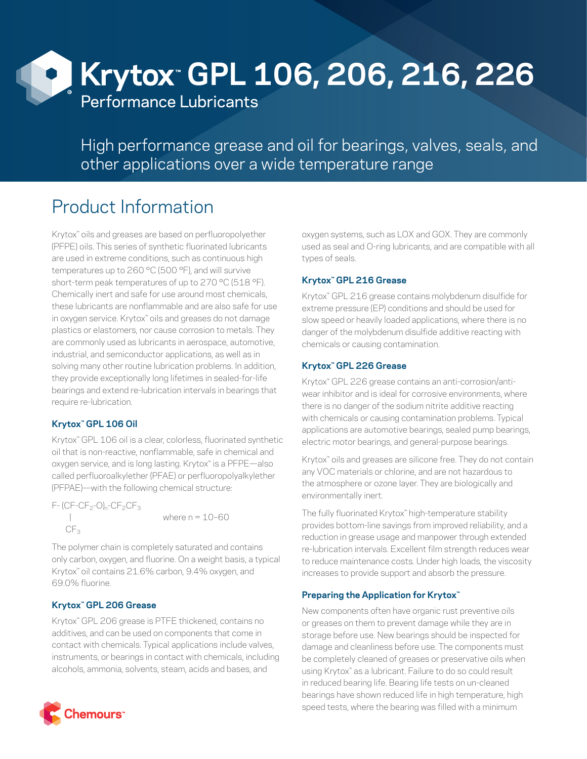# Krytox™ GPL 106, 206, 216, 226

## Performance Lubricants

High performance grease and oil for bearings, valves, seals, and other applications over a wide temperature range

## Product Information

Krytox™ oils and greases are based on perfluoropolyether (PFPE) oils. This series of synthetic fluorinated lubricants are used in extreme conditions, such as continuous high temperatures up to 260 °C (500 °F), and will survive short-term peak temperatures of up to 270 °C (518 °F). Chemically inert and safe for use around most chemicals, these lubricants are nonflammable and are also safe for use in oxygen service. Krytox™ oils and greases do not damage plastics or elastomers, nor cause corrosion to metals. They are commonly used as lubricants in aerospace, automotive, industrial, and semiconductor applications, as well as in solving many other routine lubrication problems. In addition, they provide exceptionally long lifetimes in sealed-for-life bearings and extend re-lubrication intervals in bearings that require re-lubrication.

### Krytox™ GPL 106 Oil

Krytox™ GPL 106 oil is a clear, colorless, fluorinated synthetic oil that is non-reactive, nonflammable, safe in chemical and oxygen service, and is long lasting. Krytox™ is a PFPE—also called perfluoroalkylether (PFAE) or perfluoropolyalkylether (PFPAE)—with the following chemical structure:

$$F\text{-}(\underset{\substack{|\\ CF_3}}{CF}\text{-}CF_2\text{-}O)_n\text{-}CF_2CF_3 \qquad \text{where } n = 10\text{–}60$$

The polymer chain is completely saturated and contains only carbon, oxygen, and fluorine. On a weight basis, a typical Krytox™ oil contains 21.6% carbon, 9.4% oxygen, and 69.0% fluorine.

### Krytox™ GPL 206 Grease

Krytox™ GPL 206 grease is PTFE thickened, contains no additives, and can be used on components that come in contact with chemicals. Typical applications include valves, instruments, or bearings in contact with chemicals, including alcohols, ammonia, solvents, steam, acids and bases, and oxygen systems, such as LOX and GOX. They are commonly used as seal and O-ring lubricants, and are compatible with all types of seals.

### Krytox™ GPL 216 Grease

Krytox™ GPL 216 grease contains molybdenum disulfide for extreme pressure (EP) conditions and should be used for slow speed or heavily loaded applications, where there is no danger of the molybdenum disulfide additive reacting with chemicals or causing contamination.

### Krytox™ GPL 226 Grease

Krytox™ GPL 226 grease contains an anti-corrosion/anti-wear inhibitor and is ideal for corrosive environments, where there is no danger of the sodium nitrite additive reacting with chemicals or causing contamination problems. Typical applications are automotive bearings, sealed pump bearings, electric motor bearings, and general-purpose bearings.

Krytox™ oils and greases are silicone free. They do not contain any VOC materials or chlorine, and are not hazardous to the atmosphere or ozone layer. They are biologically and environmentally inert.

The fully fluorinated Krytox™ high-temperature stability provides bottom-line savings from improved reliability, and a reduction in grease usage and manpower through extended re-lubrication intervals. Excellent film strength reduces wear to reduce maintenance costs. Under high loads, the viscosity increases to provide support and absorb the pressure.

### Preparing the Application for Krytox™

New components often have organic rust preventive oils or greases on them to prevent damage while they are in storage before use. New bearings should be inspected for damage and cleanliness before use. The components must be completely cleaned of greases or preservative oils when using Krytox™ as a lubricant. Failure to do so could result in reduced bearing life. Bearing life tests on un-cleaned bearings have shown reduced life in high temperature, high speed tests, where the bearing was filled with a minimum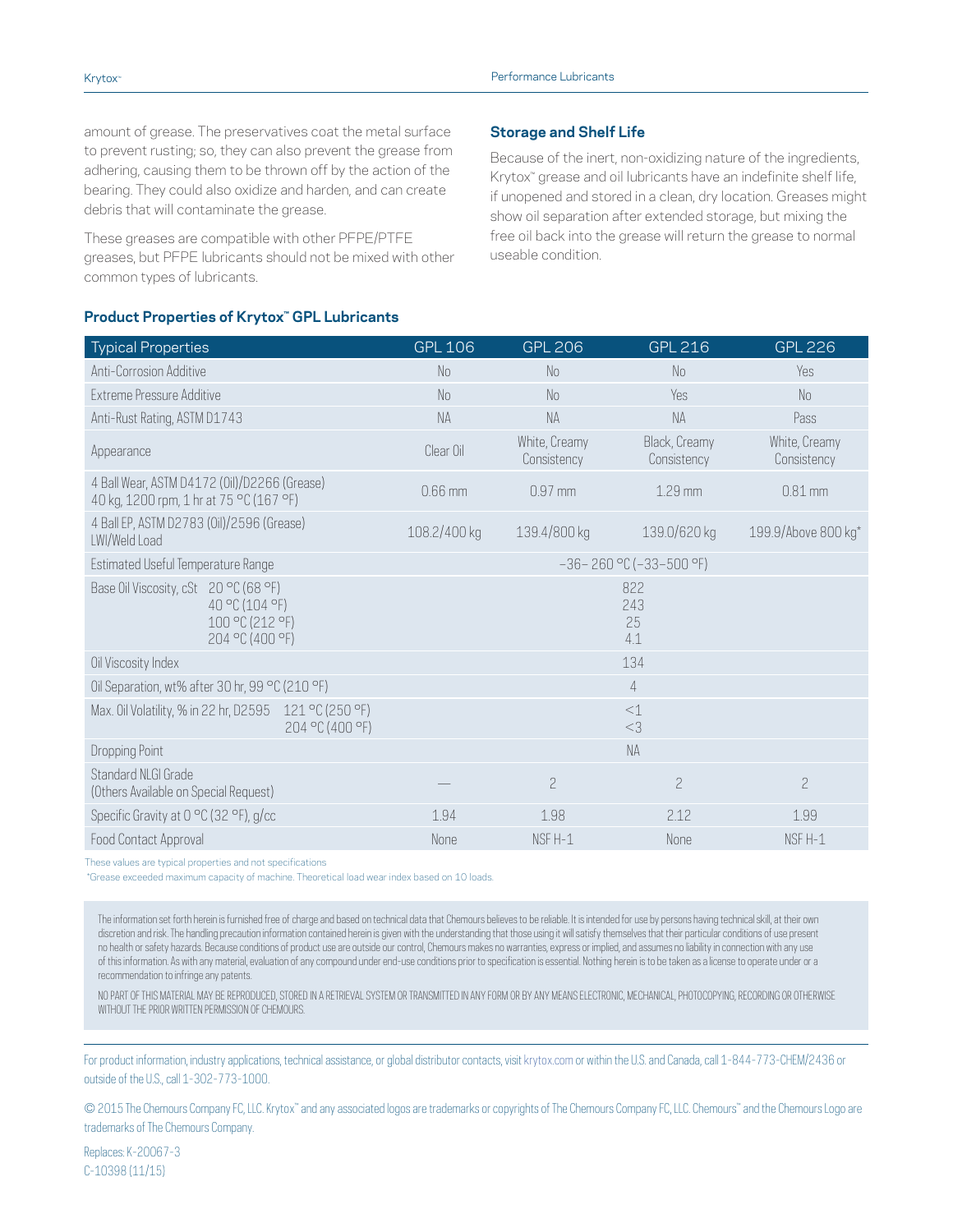amount of grease. The preservatives coat the metal surface to prevent rusting; so, they can also prevent the grease from adhering, causing them to be thrown off by the action of the bearing. They could also oxidize and harden, and can create debris that will contaminate the grease.

These greases are compatible with other PFPE/PTFE greases, but PFPE lubricants should not be mixed with other common types of lubricants.

### Storage and Shelf Life

Because of the inert, non-oxidizing nature of the ingredients, Krytox™ grease and oil lubricants have an indefinite shelf life, if unopened and stored in a clean, dry location. Greases might show oil separation after extended storage, but mixing the free oil back into the grease will return the grease to normal useable condition.

### Product Properties of Krytox™ GPL Lubricants

| Typical Properties | GPL 106 | GPL 206 | GPL 216 | GPL 226 |
|---|---|---|---|---|
| Anti-Corrosion Additive | No | No | No | Yes |
| Extreme Pressure Additive | No | No | Yes | No |
| Anti-Rust Rating, ASTM D1743 | NA | NA | NA | Pass |
| Appearance | Clear Oil | White, Creamy Consistency | Black, Creamy Consistency | White, Creamy Consistency |
| 4 Ball Wear, ASTM D4172 (Oil)/D2266 (Grease) 40 kg, 1200 rpm, 1 hr at 75 °C (167 °F) | 0.66 mm | 0.97 mm | 1.29 mm | 0.81 mm |
| 4 Ball EP, ASTM D2783 (Oil)/2596 (Grease) LWI/Weld Load | 108.2/400 kg | 139.4/800 kg | 139.0/620 kg | 199.9/Above 800 kg* |
| Estimated Useful Temperature Range | –36– 260 °C (–33–500 °F) | | | |
| Base Oil Viscosity, cSt 20 °C (68 °F) | 822 | | | |
| Base Oil Viscosity, cSt 40 °C (104 °F) | 243 | | | |
| Base Oil Viscosity, cSt 100 °C (212 °F) | 25 | | | |
| Base Oil Viscosity, cSt 204 °C (400 °F) | 4.1 | | | |
| Oil Viscosity Index | 134 | | | |
| Oil Separation, wt% after 30 hr, 99 °C (210 °F) | 4 | | | |
| Max. Oil Volatility, % in 22 hr, D2595 121 °C (250 °F) | <1 | | | |
| Max. Oil Volatility, % in 22 hr, D2595 204 °C (400 °F) | <3 | | | |
| Dropping Point | NA | | | |
| Standard NLGI Grade (Others Available on Special Request) | — | 2 | 2 | 2 |
| Specific Gravity at 0 °C (32 °F), g/cc | 1.94 | 1.98 | 2.12 | 1.99 |
| Food Contact Approval | None | NSF H-1 | None | NSF H-1 |

These values are typical properties and not specifications

*Grease exceeded maximum capacity of machine. Theoretical load wear index based on 10 loads.

The information set forth herein is furnished free of charge and based on technical data that Chemours believes to be reliable. It is intended for use by persons having technical skill, at their own discretion and risk. The handling precaution information contained herein is given with the understanding that those using it will satisfy themselves that their particular conditions of use present no health or safety hazards. Because conditions of product use are outside our control, Chemours makes no warranties, express or implied, and assumes no liability in connection with any use of this information. As with any material, evaluation of any compound under end-use conditions prior to specification is essential. Nothing herein is to be taken as a license to operate under or a recommendation to infringe any patents.

NO PART OF THIS MATERIAL MAY BE REPRODUCED, STORED IN A RETRIEVAL SYSTEM OR TRANSMITTED IN ANY FORM OR BY ANY MEANS ELECTRONIC, MECHANICAL, PHOTOCOPYING, RECORDING OR OTHERWISE WITHOUT THE PRIOR WRITTEN PERMISSION OF CHEMOURS.

For product information, industry applications, technical assistance, or global distributor contacts, visit krytox.com or within the U.S. and Canada, call 1-844-773-CHEM/2436 or outside of the U.S., call 1-302-773-1000.

© 2015 The Chemours Company FC, LLC. Krytox™ and any associated logos are trademarks or copyrights of The Chemours Company FC, LLC. Chemours™ and the Chemours Logo are trademarks of The Chemours Company.

Replaces: K-20067-3
C-10398 (11/15)